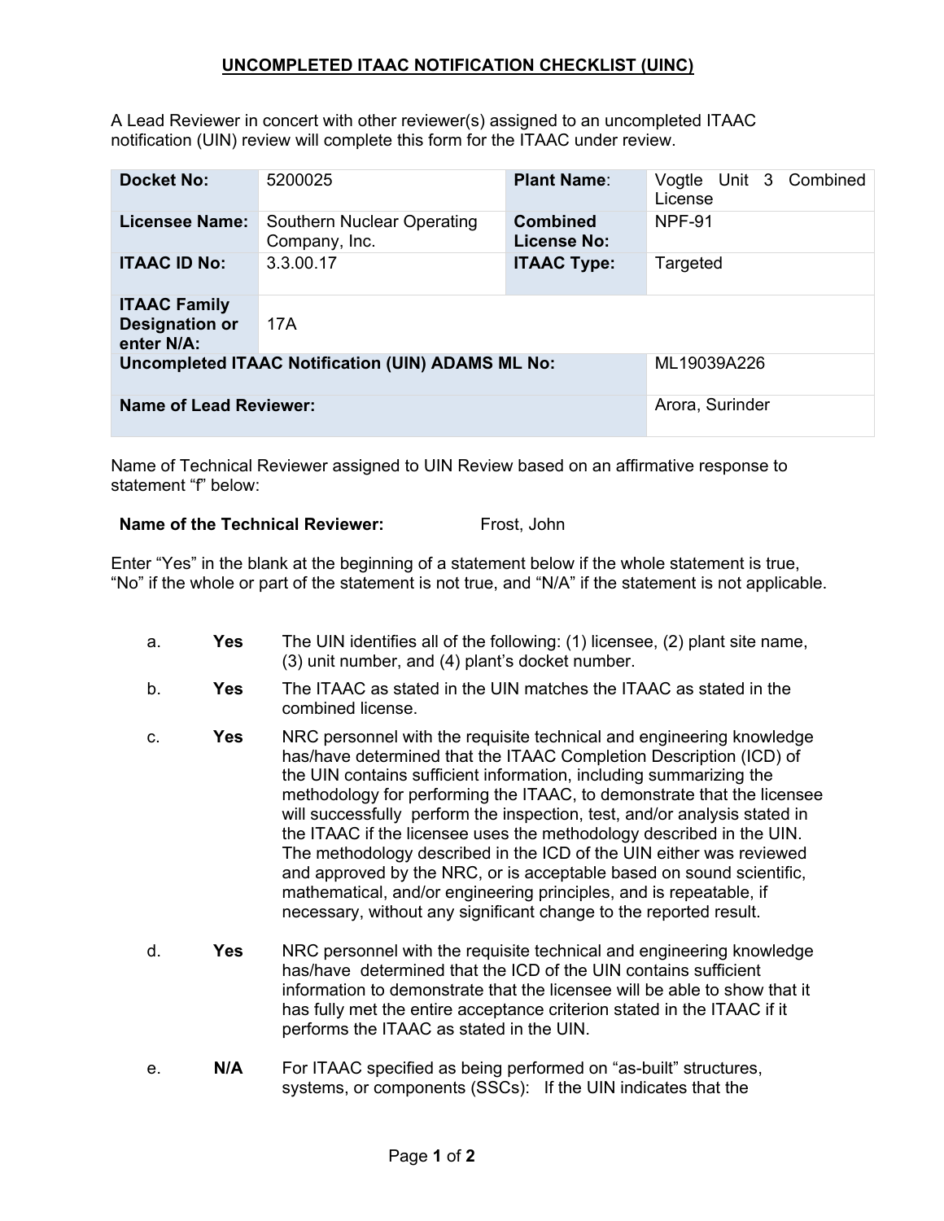## UNCOMPLETED ITAAC NOTIFICATION CHECKLIST (UINC)

A Lead Reviewer in concert with other reviewer(s) assigned to an uncompleted ITAAC notification (UIN) review will complete this form for the ITAAC under review.

| **Docket No:** | 5200025 | **Plant Name:** | Vogtle Unit 3 Combined License |
|---|---|---|---|
| **Licensee Name:** | Southern Nuclear Operating Company, Inc. | **Combined License No:** | NPF-91 |
| **ITAAC ID No:** | 3.3.00.17 | **ITAAC Type:** | Targeted |
| **ITAAC Family Designation or enter N/A:** | 17A | | |
| **Uncompleted ITAAC Notification (UIN) ADAMS ML No:** | | | ML19039A226 |
| **Name of Lead Reviewer:** | | | Arora, Surinder |

Name of Technical Reviewer assigned to UIN Review based on an affirmative response to statement "f" below:

**Name of the Technical Reviewer:** Frost, John

Enter "Yes" in the blank at the beginning of a statement below if the whole statement is true, "No" if the whole or part of the statement is not true, and "N/A" if the statement is not applicable.

a. **Yes** The UIN identifies all of the following: (1) licensee, (2) plant site name, (3) unit number, and (4) plant's docket number.

b. **Yes** The ITAAC as stated in the UIN matches the ITAAC as stated in the combined license.

c. **Yes** NRC personnel with the requisite technical and engineering knowledge has/have determined that the ITAAC Completion Description (ICD) of the UIN contains sufficient information, including summarizing the methodology for performing the ITAAC, to demonstrate that the licensee will successfully perform the inspection, test, and/or analysis stated in the ITAAC if the licensee uses the methodology described in the UIN. The methodology described in the ICD of the UIN either was reviewed and approved by the NRC, or is acceptable based on sound scientific, mathematical, and/or engineering principles, and is repeatable, if necessary, without any significant change to the reported result.

d. **Yes** NRC personnel with the requisite technical and engineering knowledge has/have determined that the ICD of the UIN contains sufficient information to demonstrate that the licensee will be able to show that it has fully met the entire acceptance criterion stated in the ITAAC if it performs the ITAAC as stated in the UIN.

e. **N/A** For ITAAC specified as being performed on "as-built" structures, systems, or components (SSCs): If the UIN indicates that the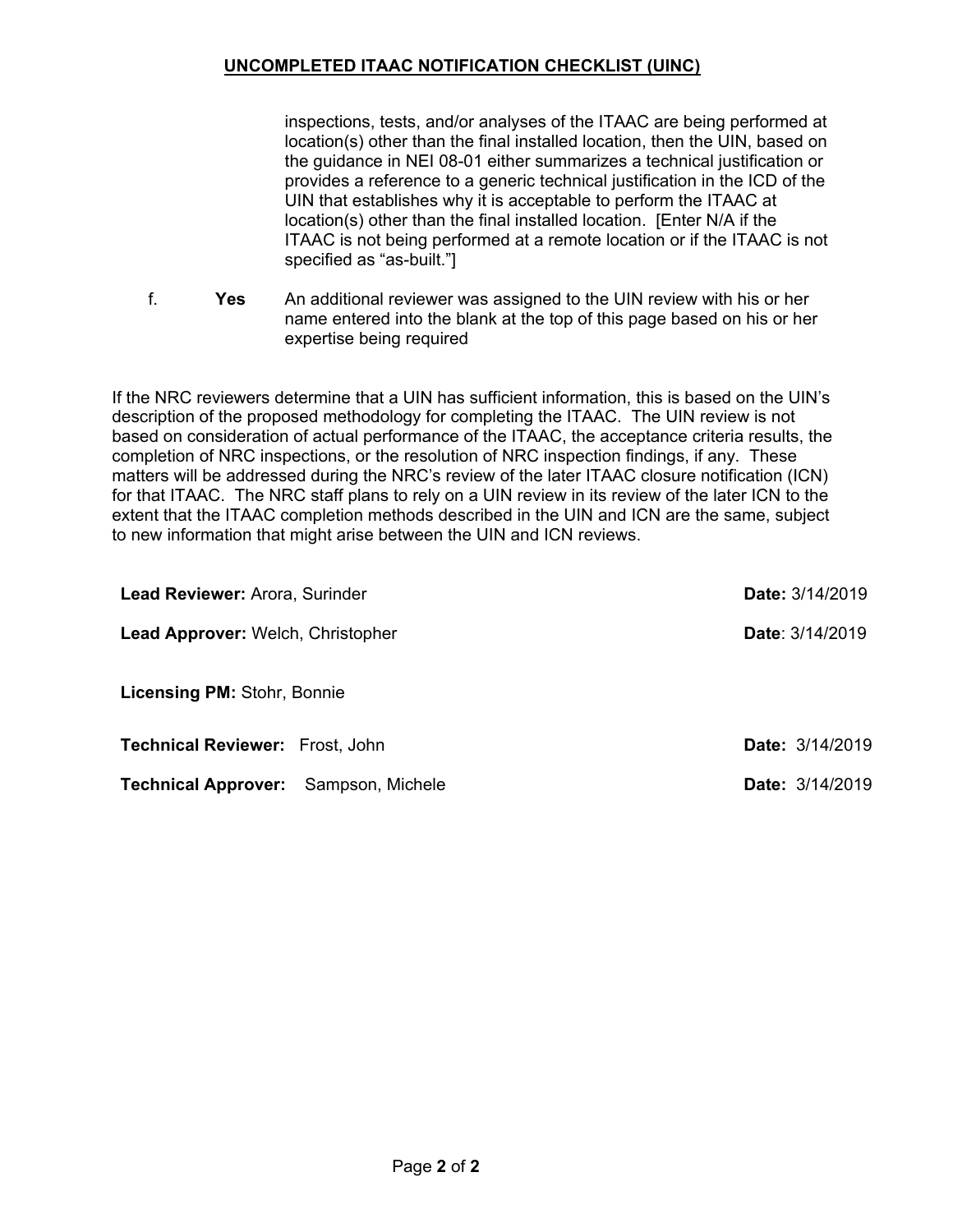**UNCOMPLETED ITAAC NOTIFICATION CHECKLIST (UINC)**

inspections, tests, and/or analyses of the ITAAC are being performed at location(s) other than the final installed location, then the UIN, based on the guidance in NEI 08-01 either summarizes a technical justification or provides a reference to a generic technical justification in the ICD of the UIN that establishes why it is acceptable to perform the ITAAC at location(s) other than the final installed location. [Enter N/A if the ITAAC is not being performed at a remote location or if the ITAAC is not specified as "as-built."]

f. **Yes** An additional reviewer was assigned to the UIN review with his or her name entered into the blank at the top of this page based on his or her expertise being required

If the NRC reviewers determine that a UIN has sufficient information, this is based on the UIN's description of the proposed methodology for completing the ITAAC. The UIN review is not based on consideration of actual performance of the ITAAC, the acceptance criteria results, the completion of NRC inspections, or the resolution of NRC inspection findings, if any. These matters will be addressed during the NRC's review of the later ITAAC closure notification (ICN) for that ITAAC. The NRC staff plans to rely on a UIN review in its review of the later ICN to the extent that the ITAAC completion methods described in the UIN and ICN are the same, subject to new information that might arise between the UIN and ICN reviews.

**Lead Reviewer:** Arora, Surinder **Date:** 3/14/2019

**Lead Approver:** Welch, Christopher **Date**: 3/14/2019

**Licensing PM:** Stohr, Bonnie

**Technical Reviewer:** Frost, John **Date:** 3/14/2019

**Technical Approver:** Sampson, Michele **Date:** 3/14/2019